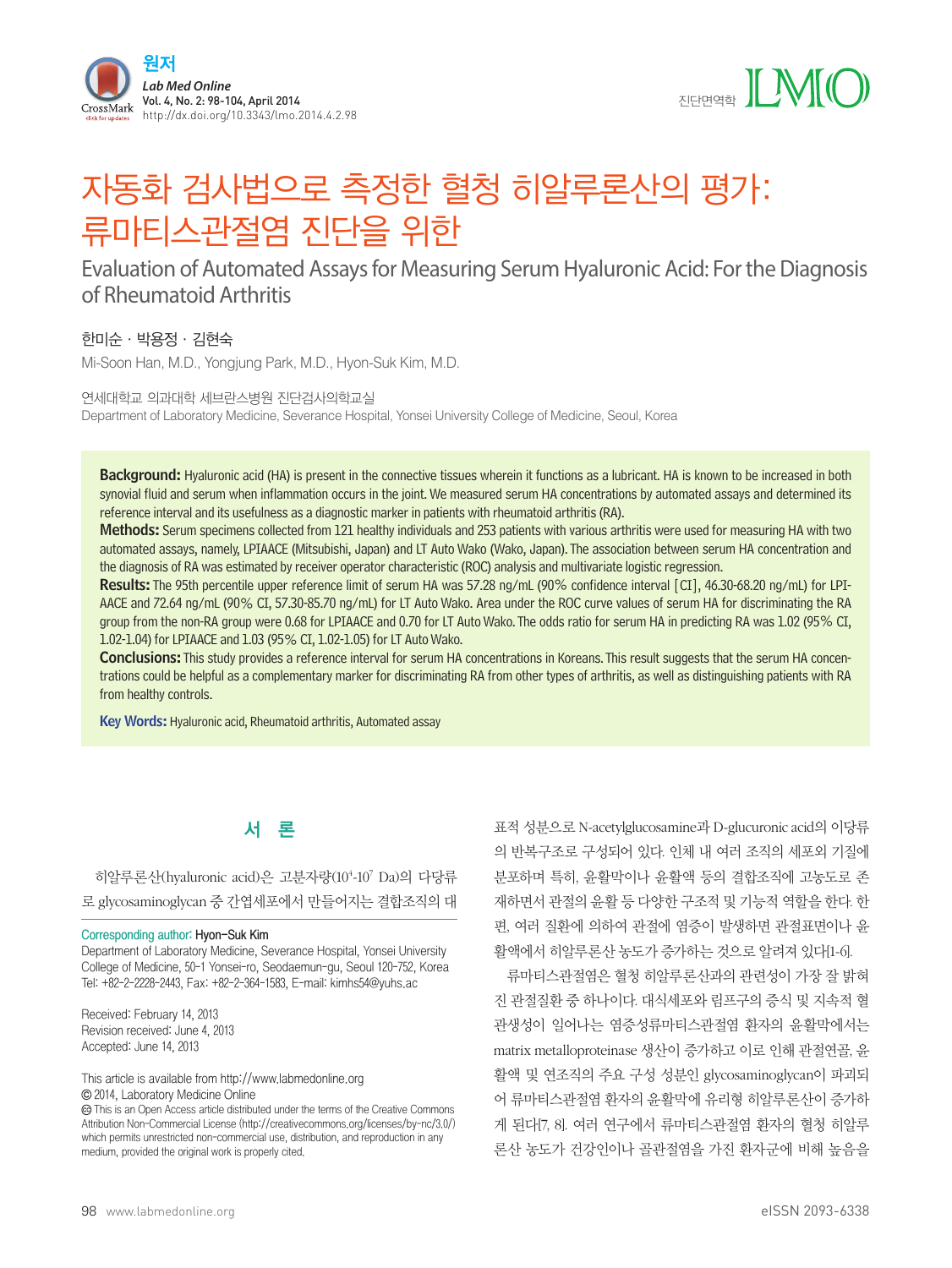원저

# 자동화 검사법으로 측정한 혈청 히알루론산의 평가: 류마티스관절염 진단을 위한

## Evaluation of Automated Assays for Measuring Serum Hyaluronic Acid: For the Diagnosis of Rheumatoid Arthritis

한미순 · 박용정 · 김현숙

Mi-Soon Han, M.D., Yongjung Park, M.D., Hyon-Suk Kim, M.D.

연세대학교 의과대학 세브란스병원 진단검사의학교실

Department of Laboratory Medicine, Severance Hospital, Yonsei University College of Medicine, Seoul, Korea

**Background:** Hyaluronic acid (HA) is present in the connective tissues wherein it functions as a lubricant. HA is known to be increased in both synovial fluid and serum when inflammation occurs in the joint. We measured serum HA concentrations by automated assays and determined its reference interval and its usefulness as a diagnostic marker in patients with rheumatoid arthritis (RA).

**Methods:** Serum specimens collected from 121 healthy individuals and 253 patients with various arthritis were used for measuring HA with two automated assays, namely, LPIAACE (Mitsubishi, Japan) and LT Auto Wako (Wako, Japan). The association between serum HA concentration and the diagnosis of RA was estimated by receiver operator characteristic (ROC) analysis and multivariate logistic regression.

**Results:** The 95th percentile upper reference limit of serum HA was 57.28 ng/mL (90% confidence interval [CI], 46.30-68.20 ng/mL) for LPIAACE and 72.64 ng/mL (90% CI, 57.30-85.70 ng/mL) for LT Auto Wako. Area under the ROC curve values of serum HA for discriminating the RA group from the non-RA group were 0.68 for LPIAACE and 0.70 for LT Auto Wako. The odds ratio for serum HA in predicting RA was 1.02 (95% CI, 1.02-1.04) for LPIAACE and 1.03 (95% CI, 1.02-1.05) for LT Auto Wako.

**Conclusions:** This study provides a reference interval for serum HA concentrations in Koreans. This result suggests that the serum HA concentrations could be helpful as a complementary marker for discriminating RA from other types of arthritis, as well as distinguishing patients with RA from healthy controls.

**Key Words:** Hyaluronic acid, Rheumatoid arthritis, Automated assay

Corresponding author: Hyon-Suk Kim
Department of Laboratory Medicine, Severance Hospital, Yonsei University College of Medicine, 50-1 Yonsei-ro, Seodaemun-gu, Seoul 120-752, Korea
Tel: +82-2-2228-2443, Fax: +82-2-364-1583, E-mail: kimhs54@yuhs.ac

Received: February 14, 2013
Revision received: June 4, 2013
Accepted: June 14, 2013

This article is available from http://www.labmedonline.org
© 2014, Laboratory Medicine Online
This is an Open Access article distributed under the terms of the Creative Commons Attribution Non-Commercial License (http://creativecommons.org/licenses/by-nc/3.0/) which permits unrestricted non-commercial use, distribution, and reproduction in any medium, provided the original work is properly cited.

## 서 론

히알루론산(hyaluronic acid)은 고분자량($10^4$-$10^7$ Da)의 다당류로 glycosaminoglycan 중 간엽세포에서 만들어지는 결합조직의 대표적 성분으로 N-acetylglucosamine과 D-glucuronic acid의 이당류의 반복구조로 구성되어 있다. 인체 내 여러 조직의 세포외 기질에 분포하며 특히, 윤활막이나 윤활액 등의 결합조직에 고농도로 존재하면서 관절의 윤활 등 다양한 구조적 및 기능적 역할을 한다. 한편, 여러 질환에 의하여 관절에 염증이 발생하면 관절표면이나 윤활액에서 히알루론산 농도가 증가하는 것으로 알려져 있다[1-6].

류마티스관절염은 혈청 히알루론산과의 관련성이 가장 잘 밝혀진 관절질환 중 하나이다. 대식세포와 림프구의 증식 및 지속적 혈관생성이 일어나는 염증성류마티스관절염 환자의 윤활막에서는 matrix metalloproteinase 생산이 증가하고 이로 인해 관절연골, 윤활액 및 연조직의 주요 구성 성분인 glycosaminoglycan이 파괴되어 류마티스관절염 환자의 윤활막에 유리형 히알루론산이 증가하게 된다[7, 8]. 여러 연구에서 류마티스관절염 환자의 혈청 히알루론산 농도가 건강인이나 골관절염을 가진 환자군에 비해 높음을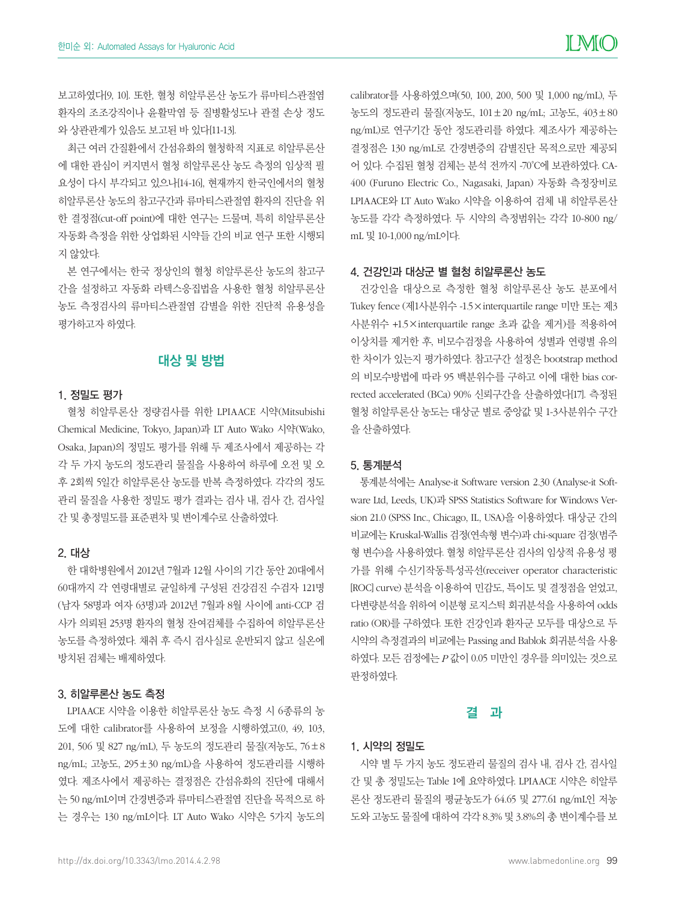보고하였다[9, 10]. 또한, 혈청 히알루론산 농도가 류마티스관절염 환자의 조조강직이나 윤활막염 등 질병활성도나 관절 손상 정도와 상관관계가 있음도 보고된 바 있다[11-13].

최근 여러 간질환에서 간섬유화의 혈청학적 지표로 히알루론산에 대한 관심이 커지면서 혈청 히알루론산 농도 측정의 임상적 필요성이 다시 부각되고 있으나[14-16], 현재까지 한국인에서의 혈청 히알루론산 농도의 참고구간과 류마티스관절염 환자의 진단을 위한 결정점(cut-off point)에 대한 연구는 드물며, 특히 히알루론산 자동화 측정을 위한 상업화된 시약들 간의 비교 연구 또한 시행되지 않았다.

본 연구에서는 한국 정상인의 혈청 히알루론산 농도의 참고구간을 설정하고 자동화 라텍스응집법을 사용한 혈청 히알루론산 농도 측정검사의 류마티스관절염 감별을 위한 진단적 유용성을 평가하고자 하였다.

## 대상 및 방법

### 1. 정밀도 평가

혈청 히알루론산 정량검사를 위한 LPIAACE 시약(Mitsubishi Chemical Medicine, Tokyo, Japan)과 LT Auto Wako 시약(Wako, Osaka, Japan)의 정밀도 평가를 위해 두 제조사에서 제공하는 각각 두 가지 농도의 정도관리 물질을 사용하여 하루에 오전 및 오후 2회씩 5일간 히알루론산 농도를 반복 측정하였다. 각각의 정도관리 물질을 사용한 정밀도 평가 결과는 검사 내, 검사 간, 검사일 간 및 총정밀도를 표준편차 및 변이계수로 산출하였다.

### 2. 대상

한 대학병원에서 2012년 7월과 12월 사이의 기간 동안 20대에서 60대까지 각 연령대별로 균일하게 구성된 건강검진 수검자 121명(남자 58명과 여자 63명)과 2012년 7월과 8월 사이에 anti-CCP 검사가 의뢰된 253명 환자의 혈청 잔여검체를 수집하여 히알루론산 농도를 측정하였다. 채취 후 즉시 검사실로 운반되지 않고 실온에 방치된 검체는 배제하였다.

### 3. 히알루론산 농도 측정

LPIAACE 시약을 이용한 히알루론산 농도 측정 시 6종류의 농도에 대한 calibrator를 사용하여 보정을 시행하였고(0, 49, 103, 201, 506 및 827 ng/mL), 두 농도의 정도관리 물질(저농도, 76±8 ng/mL; 고농도, 295±30 ng/mL)을 사용하여 정도관리를 시행하였다. 제조사에서 제공하는 결정점은 간섬유화의 진단에 대해서는 50 ng/mL이며 간경변증과 류마티스관절염 진단을 목적으로 하는 경우는 130 ng/mL이다. LT Auto Wako 시약은 5가지 농도의 calibrator를 사용하였으며(50, 100, 200, 500 및 1,000 ng/mL), 두 농도의 정도관리 물질(저농도, 101±20 ng/mL; 고농도, 403±80 ng/mL)로 연구기간 동안 정도관리를 하였다. 제조사가 제공하는 결정점은 130 ng/mL로 간경변증의 감별진단 목적으로만 제공되어 있다. 수집된 혈청 검체는 분석 전까지 -70°C에 보관하였다. CA-400 (Furuno Electric Co., Nagasaki, Japan) 자동화 측정장비로 LPIAACE와 LT Auto Wako 시약을 이용하여 검체 내 히알루론산 농도를 각각 측정하였다. 두 시약의 측정범위는 각각 10-800 ng/mL 및 10-1,000 ng/mL이다.

### 4. 건강인과 대상군 별 혈청 히알루론산 농도

건강인을 대상으로 측정한 혈청 히알루론산 농도 분포에서 Tukey fence (제1사분위수 -1.5×interquartile range 미만 또는 제3사분위수 +1.5×interquartile range 초과 값을 제거)를 적용하여 이상치를 제거한 후, 비모수검정을 사용하여 성별과 연령별 유의한 차이가 있는지 평가하였다. 참고구간 설정은 bootstrap method의 비모수방법에 따라 95 백분위수를 구하고 이에 대한 bias corrected accelerated (BCa) 90% 신뢰구간을 산출하였다[17]. 측정된 혈청 히알루론산 농도는 대상군 별로 중앙값 및 1-3사분위수 구간을 산출하였다.

### 5. 통계분석

통계분석에는 Analyse-it Software version 2.30 (Analyse-it Software Ltd, Leeds, UK)과 SPSS Statistics Software for Windows Version 21.0 (SPSS Inc., Chicago, IL, USA)을 이용하였다. 대상군 간의 비교에는 Kruskal-Wallis 검정(연속형 변수)과 chi-square 검정(범주형 변수)을 사용하였다. 혈청 히알루론산 검사의 임상적 유용성 평가를 위해 수신기작동특성곡선(receiver operator characteristic [ROC] curve) 분석을 이용하여 민감도, 특이도 및 결정점을 얻었고, 다변량분석을 위하여 이분형 로지스틱 회귀분석을 사용하여 odds ratio (OR)를 구하였다. 또한 건강인과 환자군 모두를 대상으로 두 시약의 측정결과의 비교에는 Passing and Bablok 회귀분석을 사용하였다. 모든 검정에는 $P$ 값이 0.05 미만인 경우를 의미있는 것으로 판정하였다.

## 결 과

### 1. 시약의 정밀도

시약 별 두 가지 농도 정도관리 물질의 검사 내, 검사 간, 검사일 간 및 총 정밀도는 Table 1에 요약하였다. LPIAACE 시약은 히알루론산 정도관리 물질의 평균농도가 64.65 및 277.61 ng/mL인 저농도와 고농도 물질에 대하여 각각 8.3% 및 3.8%의 총 변이계수를 보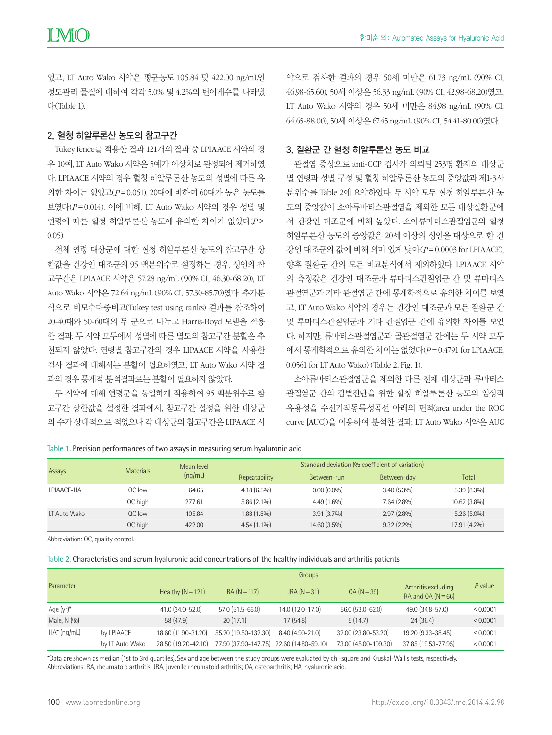였고, LT Auto Wako 시약은 평균농도 105.84 및 422.00 ng/mL인 정도관리 물질에 대하여 각각 5.0% 및 4.2%의 변이계수를 나타냈다(Table 1).

## 2. 혈청 히알루론산 농도의 참고구간

Tukey fence를 적용한 결과 121개의 결과 중 LPIAACE 시약의 경우 10예, LT Auto Wako 시약은 5예가 이상치로 판정되어 제거하였다. LPIAACE 시약의 경우 혈청 히알루론산 농도의 성별에 따른 유의한 차이는 없었고($P=0.051$), 20대에 비하여 60대가 높은 농도를 보였다($P=0.014$). 이에 비해, LT Auto Wako 시약의 경우 성별 및 연령에 따른 혈청 히알루론산 농도에 유의한 차이가 없었다($P>0.05$).

전체 연령 대상군에 대한 혈청 히알루론산 농도의 참고구간 상한값을 건강인 대조군의 95 백분위수로 설정하는 경우, 성인의 참고구간은 LPIAACE 시약은 57.28 ng/mL (90% CI, 46.30-68.20), LT Auto Wako 시약은 72.64 ng/mL (90% CI, 57.30-85.70)였다. 추가분석으로 비모수다중비교(Tukey test using ranks) 결과를 참조하여 20-40대와 50-60대의 두 군으로 나누고 Harris-Boyd 모델을 적용한 결과, 두 시약 모두에서 성별에 따른 별도의 참고구간 분할은 추천되지 않았다. 연령별 참고구간의 경우 LIPAACE 시약을 사용한 검사 결과에 대해서는 분할이 필요하였고, LT Auto Wako 시약 결과의 경우 통계적 분석결과로는 분할이 필요하지 않았다.

두 시약에 대해 연령군을 동일하게 적용하여 95 백분위수로 참고구간 상한값을 설정한 결과에서, 참고구간 설정을 위한 대상군의 수가 상대적으로 적었으나 각 대상군의 참고구간은 LIPAACE 시약으로 검사한 결과의 경우 50세 미만은 61.73 ng/mL (90% CI, 46.98-65.60), 50세 이상은 56.33 ng/mL (90% CI, 42.98-68.20)였고, LT Auto Wako 시약의 경우 50세 미만은 84.98 ng/mL (90% CI, 64.65-88.00), 50세 이상은 67.45 ng/mL (90% CI, 54.41-80.00)였다.

## 3. 질환군 간 혈청 히알루론산 농도 비교

관절염 증상으로 anti-CCP 검사가 의뢰된 253명 환자의 대상군별 연령과 성별 구성 및 혈청 히알루론산 농도의 중앙값과 제1-3사분위수를 Table 2에 요약하였다. 두 시약 모두 혈청 히알루론산 농도의 중앙값이 소아류마티스관절염을 제외한 모든 대상질환군에서 건강인 대조군에 비해 높았다. 소아류마티스관절염군의 혈청 히알루론산 농도의 중앙값은 20세 이상의 성인을 대상으로 한 건강인 대조군의 값에 비해 의미 있게 낮아($P=0.0003$ for LPIAACE), 향후 질환군 간의 모든 비교분석에서 제외하였다. LPIAACE 시약의 측정값은 건강인 대조군과 류마티스관절염군 간 및 류마티스관절염군과 기타 관절염군 간에 통계학적으로 유의한 차이를 보였고, LT Auto Wako 시약의 경우는 건강인 대조군과 모든 질환군 간 및 류마티스관절염군과 기타 관절염군 간에 유의한 차이를 보였다. 하지만, 류마티스관절염군과 골관절염군 간에는 두 시약 모두에서 통계학적으로 유의한 차이는 없었다($P=0.4791$ for LPIAACE; 0.0561 for LT Auto Wako) (Table 2, Fig. 1).

소아류마티스관절염군을 제외한 다른 전체 대상군과 류마티스관절염군 간의 감별진단을 위한 혈청 히알루론산 농도의 임상적 유용성을 수신기작동특성곡선 아래의 면적(area under the ROC curve [AUC])을 이용하여 분석한 결과, LT Auto Wako 시약은 AUC

Table 1. Precision performances of two assays in measuring serum hyaluronic acid

| Assays | Materials | Mean level (ng/mL) | Standard deviation (% coefficient of variation) | | | |
|---|---|---|---|---|---|---|
| | | | Repeatability | Between-run | Between-day | Total |
| LPIAACE-HA | QC low | 64.65 | 4.18 (6.5%) | 0.00 (0.0%) | 3.40 (5.3%) | 5.39 (8.3%) |
| | QC high | 277.61 | 5.86 (2.1%) | 4.49 (1.6%) | 7.64 (2.8%) | 10.62 (3.8%) |
| LT Auto Wako | QC low | 105.84 | 1.88 (1.8%) | 3.91 (3.7%) | 2.97 (2.8%) | 5.26 (5.0%) |
| | QC high | 422.00 | 4.54 (1.1%) | 14.60 (3.5%) | 9.32 (2.2%) | 17.91 (4.2%) |

Abbreviation: QC, quality control.

Table 2. Characteristics and serum hyaluronic acid concentrations of the healthy individuals and arthritis patients

| Parameter | | Groups | | | | | *P* value |
|---|---|---|---|---|---|---|---|
| | | Healthy (N=121) | RA (N=117) | JRA (N=31) | OA (N=39) | Arthritis excluding RA and OA (N=66) | |
| Age (yr)* | | 41.0 (34.0-52.0) | 57.0 (51.5-66.0) | 14.0 (12.0-17.0) | 56.0 (53.0-62.0) | 49.0 (34.8-57.0) | <0.0001 |
| Male, N (%) | | 58 (47.9) | 20 (17.1) | 17 (54.8) | 5 (14.7) | 24 (36.4) | <0.0001 |
| HA* (ng/mL) | by LPIAACE | 18.60 (11.90-31.20) | 55.20 (19.50-132.30) | 8.40 (4.90-21.0) | 32.00 (23.80-53.20) | 19.20 (9.33-38.45) | <0.0001 |
| | by LT Auto Wako | 28.50 (19.20-42.10) | 77.90 (37.90-147.75) | 22.60 (14.80-59.10) | 73.00 (45.00-109.30) | 37.85 (19.53-77.95) | <0.0001 |

*Data are shown as median (1st to 3rd quartiles). Sex and age between the study groups were evaluated by chi-square and Kruskal-Wallis tests, respectively.
Abbreviations: RA, rheumatoid arthritis; JRA, juvenile rheumatoid arthritis; OA, osteoarthritis; HA, hyaluronic acid.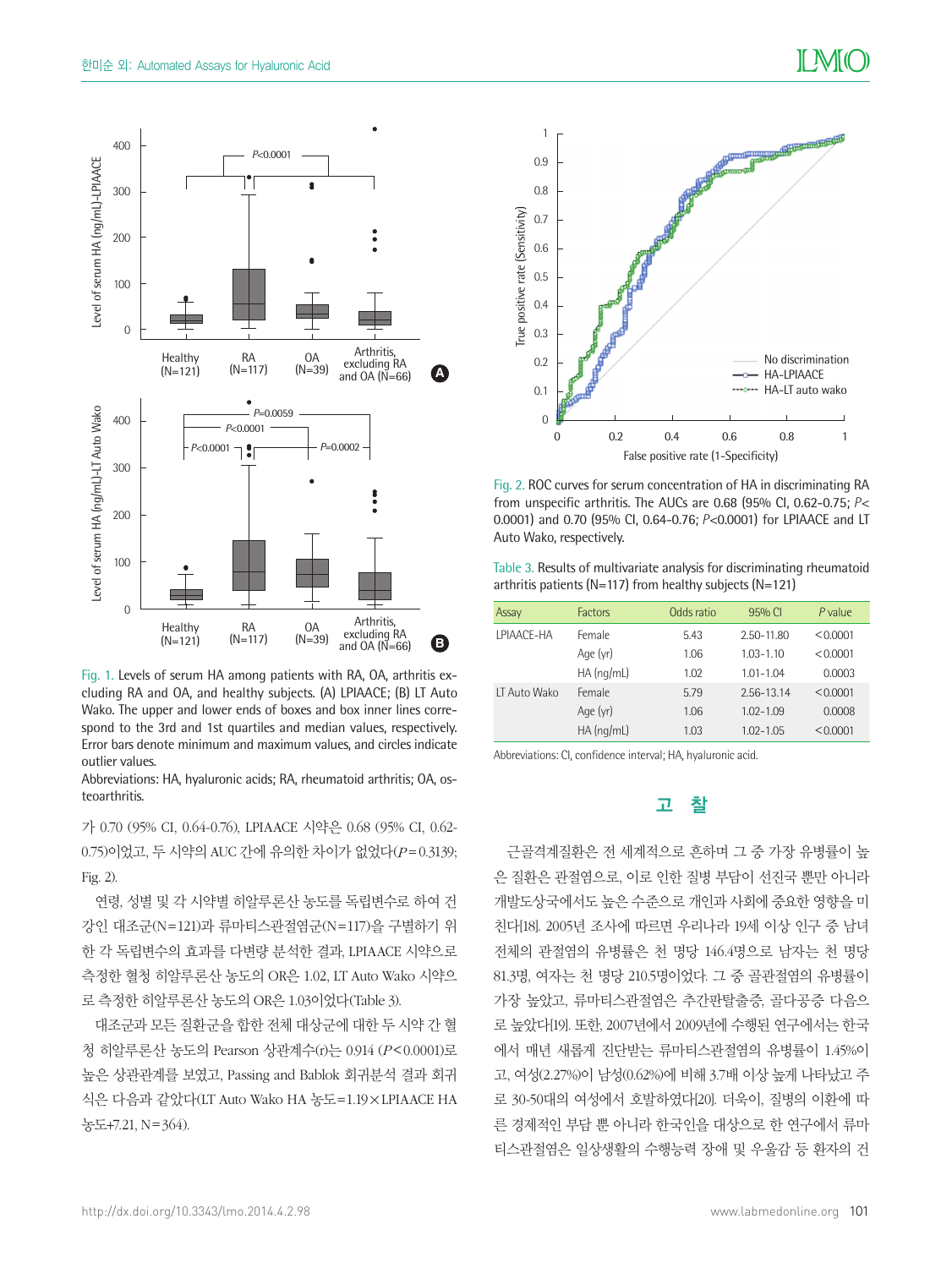Fig. 1. Levels of serum HA among patients with RA, OA, arthritis excluding RA and OA, and healthy subjects. (A) LPIAACE; (B) LT Auto Wako. The upper and lower ends of boxes and box inner lines correspond to the 3rd and 1st quartiles and median values, respectively. Error bars denote minimum and maximum values, and circles indicate outlier values.
Abbreviations: HA, hyaluronic acids; RA, rheumatoid arthritis; OA, osteoarthritis.

가 0.70 (95% CI, 0.64-0.76), LPIAACE 시약은 0.68 (95% CI, 0.62-0.75)이었고, 두 시약의 AUC 간에 유의한 차이가 없었다($P$=0.3139; Fig. 2).

연령, 성별 및 각 시약별 히알루론산 농도를 독립변수로 하여 건강인 대조군(N=121)과 류마티스관절염군(N=117)을 구별하기 위한 각 독립변수의 효과를 다변량 분석한 결과, LPIAACE 시약으로 측정한 혈청 히알루론산 농도의 OR은 1.02, LT Auto Wako 시약으로 측정한 히알루론산 농도의 OR은 1.03이었다(Table 3).

대조군과 모든 질환군을 합한 전체 대상군에 대한 두 시약 간 혈청 히알루론산 농도의 Pearson 상관계수(r)는 0.914 ($P$<0.0001)로 높은 상관관계를 보였고, Passing and Bablok 회귀분석 결과 회귀식은 다음과 같았다(LT Auto Wako HA 농도=1.19×LPIAACE HA 농도+7.21, N=364).

Fig. 2. ROC curves for serum concentration of HA in discriminating RA from unspecific arthritis. The AUCs are 0.68 (95% CI, 0.62-0.75; $P$<0.0001) and 0.70 (95% CI, 0.64-0.76; $P$<0.0001) for LPIAACE and LT Auto Wako, respectively.

Table 3. Results of multivariate analysis for discriminating rheumatoid arthritis patients (N=117) from healthy subjects (N=121)

| Assay | Factors | Odds ratio | 95% CI | *P* value |
|---|---|---|---|---|
| LPIAACE-HA | Female | 5.43 | 2.50-11.80 | <0.0001 |
| | Age (yr) | 1.06 | 1.03-1.10 | <0.0001 |
| | HA (ng/mL) | 1.02 | 1.01-1.04 | 0.0003 |
| LT Auto Wako | Female | 5.79 | 2.56-13.14 | <0.0001 |
| | Age (yr) | 1.06 | 1.02-1.09 | 0.0008 |
| | HA (ng/mL) | 1.03 | 1.02-1.05 | <0.0001 |

Abbreviations: CI, confidence interval; HA, hyaluronic acid.

## 고 찰

근골격계질환은 전 세계적으로 흔하며 그 중 가장 유병률이 높은 질환은 관절염으로, 이로 인한 질병 부담이 선진국 뿐만 아니라 개발도상국에서도 높은 수준으로 개인과 사회에 중요한 영향을 미친다[18]. 2005년 조사에 따르면 우리나라 19세 이상 인구 중 남녀 전체의 관절염의 유병률은 천 명당 146.4명으로 남자는 천 명당 81.3명, 여자는 천 명당 210.5명이었다. 그 중 골관절염의 유병률이 가장 높았고, 류마티스관절염은 추간판탈출증, 골다공증 다음으로 높았다[19]. 또한, 2007년에서 2009년에 수행된 연구에서는 한국에서 매년 새롭게 진단받는 류마티스관절염의 유병률이 1.45%이고, 여성(2.27%)이 남성(0.62%)에 비해 3.7배 이상 높게 나타났고 주로 30-50대의 여성에서 호발하였다[20]. 더욱이, 질병의 이환에 따른 경제적인 부담 뿐 아니라 한국인을 대상으로 한 연구에서 류마티스관절염은 일상생활의 수행능력 장애 및 우울감 등 환자의 건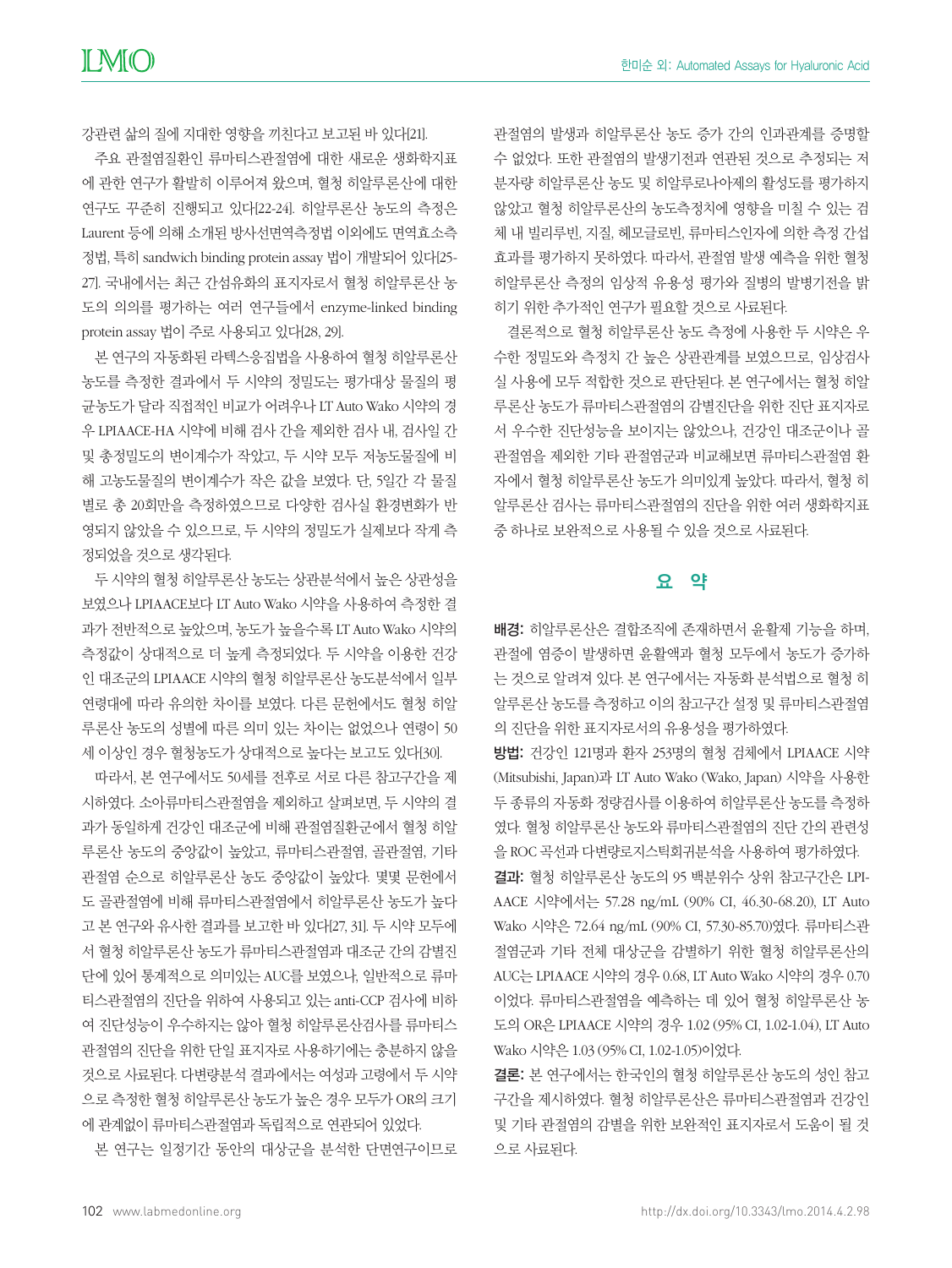강관련 삶의 질에 지대한 영향을 끼친다고 보고된 바 있다[21].

주요 관절염질환인 류마티스관절염에 대한 새로운 생화학지표에 관한 연구가 활발히 이루어져 왔으며, 혈청 히알루론산에 대한 연구도 꾸준히 진행되고 있다[22-24]. 히알루론산 농도의 측정은 Laurent 등에 의해 소개된 방사선면역측정법 이외에도 면역효소측정법, 특히 sandwich binding protein assay 법이 개발되어 있다[25-27]. 국내에서는 최근 간섬유화의 표지자로서 혈청 히알루론산 농도의 의의를 평가하는 여러 연구들에서 enzyme-linked binding protein assay 법이 주로 사용되고 있다[28, 29].

본 연구의 자동화된 라텍스응집법을 사용하여 혈청 히알루론산 농도를 측정한 결과에서 두 시약의 정밀도는 평가대상 물질의 평균농도가 달라 직접적인 비교가 어려우나 LT Auto Wako 시약의 경우 LPIAACE-HA 시약에 비해 검사 간을 제외한 검사 내, 검사일 간 및 총정밀도의 변이계수가 작았고, 두 시약 모두 저농도물질에 비해 고농도물질의 변이계수가 작은 값을 보였다. 단, 5일간 각 물질별로 총 20회만을 측정하였으므로 다양한 검사실 환경변화가 반영되지 않았을 수 있으므로, 두 시약의 정밀도가 실제보다 작게 측정되었을 것으로 생각된다.

두 시약의 혈청 히알루론산 농도는 상관분석에서 높은 상관성을 보였으나 LPIAACE보다 LT Auto Wako 시약을 사용하여 측정한 결과가 전반적으로 높았으며, 농도가 높을수록 LT Auto Wako 시약의 측정값이 상대적으로 더 높게 측정되었다. 두 시약을 이용한 건강인 대조군의 LPIAACE 시약의 혈청 히알루론산 농도분석에서 일부 연령대에 따라 유의한 차이를 보였다. 다른 문헌에서도 혈청 히알루론산 농도의 성별에 따른 의미 있는 차이는 없었으나 연령이 50세 이상인 경우 혈청농도가 상대적으로 높다는 보고도 있다[30].

따라서, 본 연구에서도 50세를 전후로 서로 다른 참고구간을 제시하였다. 소아류마티스관절염을 제외하고 살펴보면, 두 시약의 결과가 동일하게 건강인 대조군에 비해 관절염질환군에서 혈청 히알루론산 농도의 중앙값이 높았고, 류마티스관절염, 골관절염, 기타 관절염 순으로 히알루론산 농도 중앙값이 높았다. 몇몇 문헌에서도 골관절염에 비해 류마티스관절염에서 히알루론산 농도가 높다고 본 연구와 유사한 결과를 보고한 바 있다[27, 31]. 두 시약 모두에서 혈청 히알루론산 농도가 류마티스관절염과 대조군 간의 감별진단에 있어 통계적으로 의미있는 AUC를 보였으나, 일반적으로 류마티스관절염의 진단을 위하여 사용되고 있는 anti-CCP 검사에 비하여 진단성능이 우수하지는 않아 혈청 히알루론산검사를 류마티스관절염의 진단을 위한 단일 표지자로 사용하기에는 충분하지 않을 것으로 사료된다. 다변량분석 결과에서는 여성과 고령에서 두 시약으로 측정한 혈청 히알루론산 농도가 높은 경우 모두가 OR의 크기에 관계없이 류마티스관절염과 독립적으로 연관되어 있었다.

본 연구는 일정기간 동안의 대상군을 분석한 단면연구이므로 관절염의 발생과 히알루론산 농도 증가 간의 인과관계를 증명할 수 없었다. 또한 관절염의 발생기전과 연관된 것으로 추정되는 저분자량 히알루론산 농도 및 히알루로나아제의 활성도를 평가하지 않았고 혈청 히알루론산의 농도측정치에 영향을 미칠 수 있는 검체 내 빌리루빈, 지질, 헤모글로빈, 류마티스인자에 의한 측정 간섭효과를 평가하지 못하였다. 따라서, 관절염 발생 예측을 위한 혈청 히알루론산 측정의 임상적 유용성 평가와 질병의 발병기전을 밝히기 위한 추가적인 연구가 필요할 것으로 사료된다.

결론적으로 혈청 히알루론산 농도 측정에 사용한 두 시약은 우수한 정밀도와 측정치 간 높은 상관관계를 보였으므로, 임상검사실 사용에 모두 적합한 것으로 판단된다. 본 연구에서는 혈청 히알루론산 농도가 류마티스관절염의 감별진단을 위한 진단 표지자로서 우수한 진단성능을 보이지는 않았으나, 건강인 대조군이나 골관절염을 제외한 기타 관절염군과 비교해보면 류마티스관절염 환자에서 혈청 히알루론산 농도가 의미있게 높았다. 따라서, 혈청 히알루론산 검사는 류마티스관절염의 진단을 위한 여러 생화학지표 중 하나로 보완적으로 사용될 수 있을 것으로 사료된다.

## 요 약

**배경:** 히알루론산은 결합조직에 존재하면서 윤활제 기능을 하며, 관절에 염증이 발생하면 윤활액과 혈청 모두에서 농도가 증가하는 것으로 알려져 있다. 본 연구에서는 자동화 분석법으로 혈청 히알루론산 농도를 측정하고 이의 참고구간 설정 및 류마티스관절염의 진단을 위한 표지자로서의 유용성을 평가하였다.

**방법:** 건강인 121명과 환자 253명의 혈청 검체에서 LPIAACE 시약(Mitsubishi, Japan)과 LT Auto Wako (Wako, Japan) 시약을 사용한 두 종류의 자동화 정량검사를 이용하여 히알루론산 농도를 측정하였다. 혈청 히알루론산 농도와 류마티스관절염의 진단 간의 관련성을 ROC 곡선과 다변량로지스틱회귀분석을 사용하여 평가하였다.

**결과:** 혈청 히알루론산 농도의 95 백분위수 상위 참고구간은 LPIAACE 시약에서는 57.28 ng/mL (90% CI, 46.30-68.20), LT Auto Wako 시약은 72.64 ng/mL (90% CI, 57.30-85.70)였다. 류마티스관절염군과 기타 전체 대상군을 감별하기 위한 혈청 히알루론산의 AUC는 LPIAACE 시약의 경우 0.68, LT Auto Wako 시약의 경우 0.70이었다. 류마티스관절염을 예측하는 데 있어 혈청 히알루론산 농도의 OR은 LPIAACE 시약의 경우 1.02 (95% CI, 1.02-1.04), LT Auto Wako 시약은 1.03 (95% CI, 1.02-1.05)이었다.

**결론:** 본 연구에서는 한국인의 혈청 히알루론산 농도의 성인 참고구간을 제시하였다. 혈청 히알루론산은 류마티스관절염과 건강인 및 기타 관절염의 감별을 위한 보완적인 표지자로서 도움이 될 것으로 사료된다.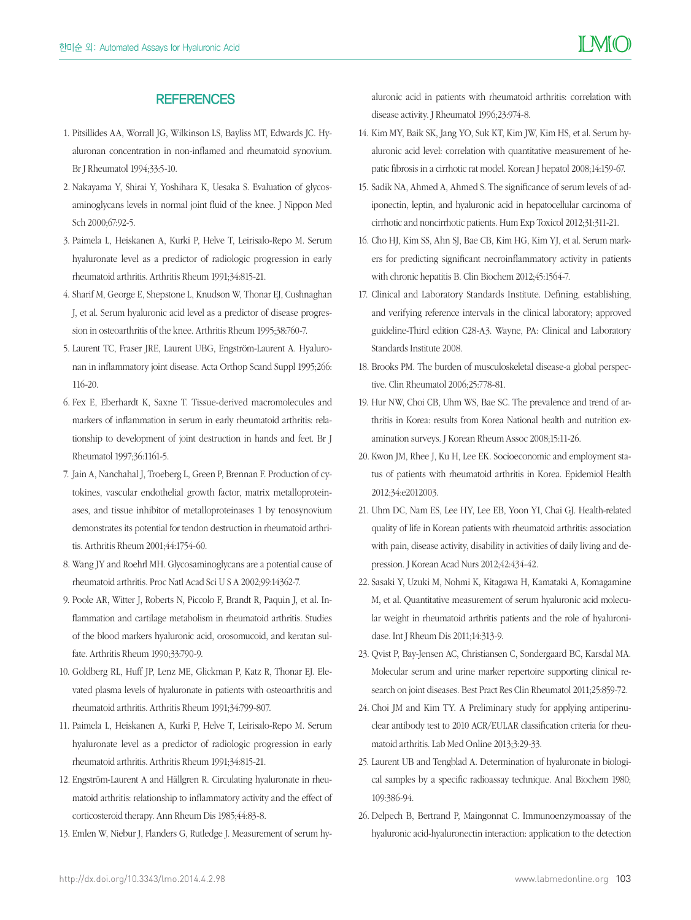## REFERENCES

1. Pitsillides AA, Worrall JG, Wilkinson LS, Bayliss MT, Edwards JC. Hyaluronan concentration in non-inflamed and rheumatoid synovium. Br J Rheumatol 1994;33:5-10.
2. Nakayama Y, Shirai Y, Yoshihara K, Uesaka S. Evaluation of glycosaminoglycans levels in normal joint fluid of the knee. J Nippon Med Sch 2000;67:92-5.
3. Paimela L, Heiskanen A, Kurki P, Helve T, Leirisalo-Repo M. Serum hyaluronate level as a predictor of radiologic progression in early rheumatoid arthritis. Arthritis Rheum 1991;34:815-21.
4. Sharif M, George E, Shepstone L, Knudson W, Thonar EJ, Cushnaghan J, et al. Serum hyaluronic acid level as a predictor of disease progression in osteoarthritis of the knee. Arthritis Rheum 1995;38:760-7.
5. Laurent TC, Fraser JRE, Laurent UBG, Engström-Laurent A. Hyaluronan in inflammatory joint disease. Acta Orthop Scand Suppl 1995;266:116-20.
6. Fex E, Eberhardt K, Saxne T. Tissue-derived macromolecules and markers of inflammation in serum in early rheumatoid arthritis: relationship to development of joint destruction in hands and feet. Br J Rheumatol 1997;36:1161-5.
7. Jain A, Nanchahal J, Troeberg L, Green P, Brennan F. Production of cytokines, vascular endothelial growth factor, matrix metalloproteinases, and tissue inhibitor of metalloproteinases 1 by tenosynovium demonstrates its potential for tendon destruction in rheumatoid arthritis. Arthritis Rheum 2001;44:1754-60.
8. Wang JY and Roehrl MH. Glycosaminoglycans are a potential cause of rheumatoid arthritis. Proc Natl Acad Sci U S A 2002;99:14362-7.
9. Poole AR, Witter J, Roberts N, Piccolo F, Brandt R, Paquin J, et al. Inflammation and cartilage metabolism in rheumatoid arthritis. Studies of the blood markers hyaluronic acid, orosomucoid, and keratan sulfate. Arthritis Rheum 1990;33:790-9.
10. Goldberg RL, Huff JP, Lenz ME, Glickman P, Katz R, Thonar EJ. Elevated plasma levels of hyaluronate in patients with osteoarthritis and rheumatoid arthritis. Arthritis Rheum 1991;34:799-807.
11. Paimela L, Heiskanen A, Kurki P, Helve T, Leirisalo-Repo M. Serum hyaluronate level as a predictor of radiologic progression in early rheumatoid arthritis. Arthritis Rheum 1991;34:815-21.
12. Engström-Laurent A and Hällgren R. Circulating hyaluronate in rheumatoid arthritis: relationship to inflammatory activity and the effect of corticosteroid therapy. Ann Rheum Dis 1985;44:83-8.
13. Emlen W, Niebur J, Flanders G, Rutledge J. Measurement of serum hyaluronic acid in patients with rheumatoid arthritis: correlation with disease activity. J Rheumatol 1996;23:974-8.
14. Kim MY, Baik SK, Jang YO, Suk KT, Kim JW, Kim HS, et al. Serum hyaluronic acid level: correlation with quantitative measurement of hepatic fibrosis in a cirrhotic rat model. Korean J hepatol 2008;14:159-67.
15. Sadik NA, Ahmed A, Ahmed S. The significance of serum levels of adiponectin, leptin, and hyaluronic acid in hepatocellular carcinoma of cirrhotic and noncirrhotic patients. Hum Exp Toxicol 2012;31:311-21.
16. Cho HJ, Kim SS, Ahn SJ, Bae CB, Kim HG, Kim YJ, et al. Serum markers for predicting significant necroinflammatory activity in patients with chronic hepatitis B. Clin Biochem 2012;45:1564-7.
17. Clinical and Laboratory Standards Institute. Defining, establishing, and verifying reference intervals in the clinical laboratory; approved guideline-Third edition C28-A3. Wayne, PA: Clinical and Laboratory Standards Institute 2008.
18. Brooks PM. The burden of musculoskeletal disease-a global perspective. Clin Rheumatol 2006;25:778-81.
19. Hur NW, Choi CB, Uhm WS, Bae SC. The prevalence and trend of arthritis in Korea: results from Korea National health and nutrition examination surveys. J Korean Rheum Assoc 2008;15:11-26.
20. Kwon JM, Rhee J, Ku H, Lee EK. Socioeconomic and employment status of patients with rheumatoid arthritis in Korea. Epidemiol Health 2012;34:e2012003.
21. Uhm DC, Nam ES, Lee HY, Lee EB, Yoon YI, Chai GJ. Health-related quality of life in Korean patients with rheumatoid arthritis: association with pain, disease activity, disability in activities of daily living and depression. J Korean Acad Nurs 2012;42:434-42.
22. Sasaki Y, Uzuki M, Nohmi K, Kitagawa H, Kamataki A, Komagamine M, et al. Quantitative measurement of serum hyaluronic acid molecular weight in rheumatoid arthritis patients and the role of hyaluronidase. Int J Rheum Dis 2011;14:313-9.
23. Qvist P, Bay-Jensen AC, Christiansen C, Sondergaard BC, Karsdal MA. Molecular serum and urine marker repertoire supporting clinical research on joint diseases. Best Pract Res Clin Rheumatol 2011;25:859-72.
24. Choi JM and Kim TY. A Preliminary study for applying antiperinuclear antibody test to 2010 ACR/EULAR classification criteria for rheumatoid arthritis. Lab Med Online 2013;3:29-33.
25. Laurent UB and Tengblad A. Determination of hyaluronate in biological samples by a specific radioassay technique. Anal Biochem 1980;109:386-94.
26. Delpech B, Bertrand P, Maingonnat C. Immunoenzymoassay of the hyaluronic acid-hyaluronectin interaction: application to the detection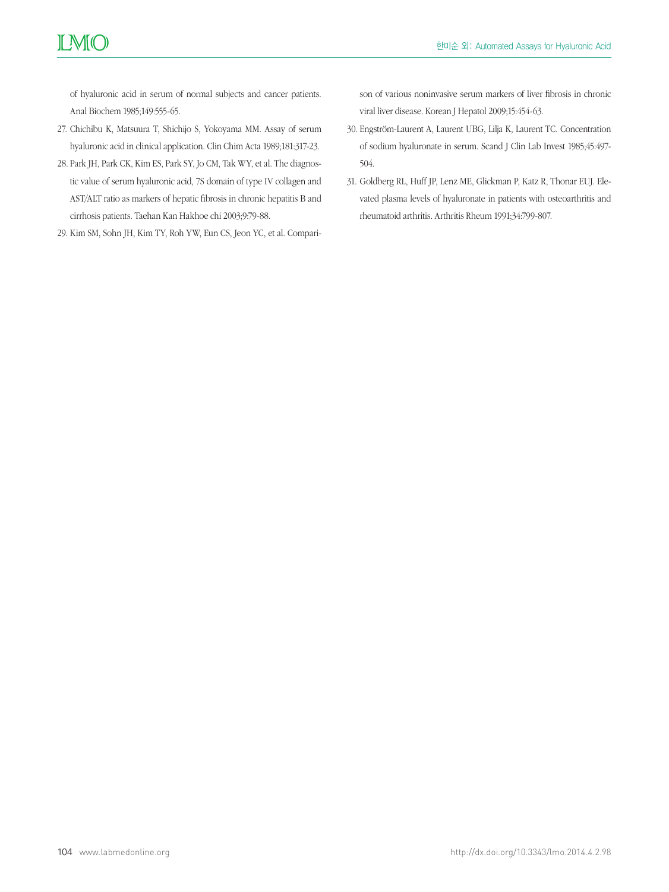of hyaluronic acid in serum of normal subjects and cancer patients. Anal Biochem 1985;149:555-65.

27. Chichibu K, Matsuura T, Shichijo S, Yokoyama MM. Assay of serum hyaluronic acid in clinical application. Clin Chim Acta 1989;181:317-23.
28. Park JH, Park CK, Kim ES, Park SY, Jo CM, Tak WY, et al. The diagnostic value of serum hyaluronic acid, 7S domain of type IV collagen and AST/ALT ratio as markers of hepatic fibrosis in chronic hepatitis B and cirrhosis patients. Taehan Kan Hakhoe chi 2003;9:79-88.
29. Kim SM, Sohn JH, Kim TY, Roh YW, Eun CS, Jeon YC, et al. Comparison of various noninvasive serum markers of liver fibrosis in chronic viral liver disease. Korean J Hepatol 2009;15:454-63.
30. Engström-Laurent A, Laurent UBG, Lilja K, Laurent TC. Concentration of sodium hyaluronate in serum. Scand J Clin Lab Invest 1985;45:497-504.
31. Goldberg RL, Huff JP, Lenz ME, Glickman P, Katz R, Thonar EUJ. Elevated plasma levels of hyaluronate in patients with osteoarthritis and rheumatoid arthritis. Arthritis Rheum 1991;34:799-807.